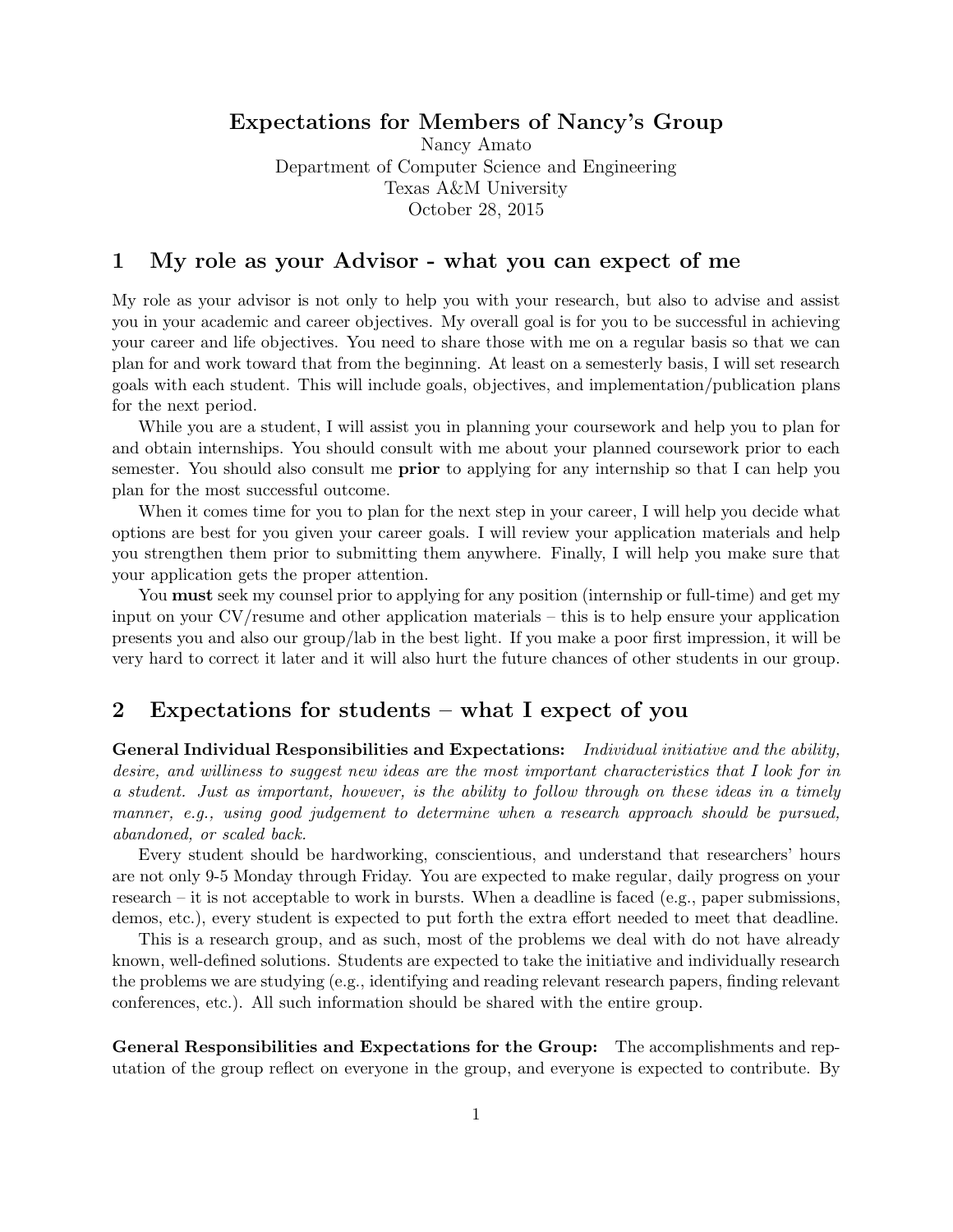# Expectations for Members of Nancy's Group

Nancy Amato
Department of Computer Science and Engineering
Texas A&M University
October 28, 2015

## 1 My role as your Advisor - what you can expect of me

My role as your advisor is not only to help you with your research, but also to advise and assist you in your academic and career objectives. My overall goal is for you to be successful in achieving your career and life objectives. You need to share those with me on a regular basis so that we can plan for and work toward that from the beginning. At least on a semesterly basis, I will set research goals with each student. This will include goals, objectives, and implementation/publication plans for the next period.

While you are a student, I will assist you in planning your coursework and help you to plan for and obtain internships. You should consult with me about your planned coursework prior to each semester. You should also consult me **prior** to applying for any internship so that I can help you plan for the most successful outcome.

When it comes time for you to plan for the next step in your career, I will help you decide what options are best for you given your career goals. I will review your application materials and help you strengthen them prior to submitting them anywhere. Finally, I will help you make sure that your application gets the proper attention.

You **must** seek my counsel prior to applying for any position (internship or full-time) and get my input on your CV/resume and other application materials – this is to help ensure your application presents you and also our group/lab in the best light. If you make a poor first impression, it will be very hard to correct it later and it will also hurt the future chances of other students in our group.

## 2 Expectations for students – what I expect of you

**General Individual Responsibilities and Expectations:** *Individual initiative and the ability, desire, and williness to suggest new ideas are the most important characteristics that I look for in a student. Just as important, however, is the ability to follow through on these ideas in a timely manner, e.g., using good judgement to determine when a research approach should be pursued, abandoned, or scaled back.*

Every student should be hardworking, conscientious, and understand that researchers' hours are not only 9-5 Monday through Friday. You are expected to make regular, daily progress on your research – it is not acceptable to work in bursts. When a deadline is faced (e.g., paper submissions, demos, etc.), every student is expected to put forth the extra effort needed to meet that deadline.

This is a research group, and as such, most of the problems we deal with do not have already known, well-defined solutions. Students are expected to take the initiative and individually research the problems we are studying (e.g., identifying and reading relevant research papers, finding relevant conferences, etc.). All such information should be shared with the entire group.

**General Responsibilities and Expectations for the Group:** The accomplishments and reputation of the group reflect on everyone in the group, and everyone is expected to contribute. By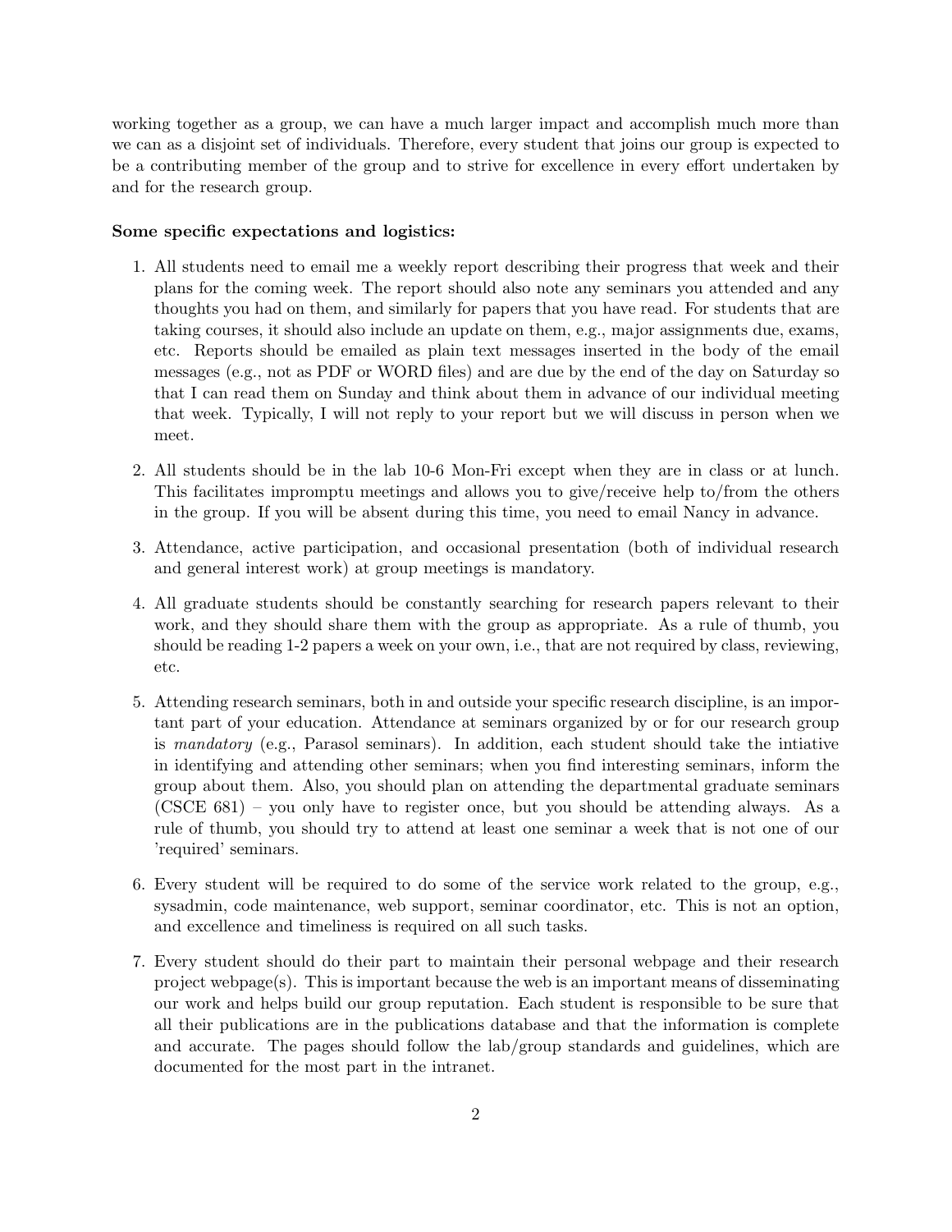working together as a group, we can have a much larger impact and accomplish much more than we can as a disjoint set of individuals. Therefore, every student that joins our group is expected to be a contributing member of the group and to strive for excellence in every effort undertaken by and for the research group.

**Some specific expectations and logistics:**

1. All students need to email me a weekly report describing their progress that week and their plans for the coming week. The report should also note any seminars you attended and any thoughts you had on them, and similarly for papers that you have read. For students that are taking courses, it should also include an update on them, e.g., major assignments due, exams, etc. Reports should be emailed as plain text messages inserted in the body of the email messages (e.g., not as PDF or WORD files) and are due by the end of the day on Saturday so that I can read them on Sunday and think about them in advance of our individual meeting that week. Typically, I will not reply to your report but we will discuss in person when we meet.

2. All students should be in the lab 10-6 Mon-Fri except when they are in class or at lunch. This facilitates impromptu meetings and allows you to give/receive help to/from the others in the group. If you will be absent during this time, you need to email Nancy in advance.

3. Attendance, active participation, and occasional presentation (both of individual research and general interest work) at group meetings is mandatory.

4. All graduate students should be constantly searching for research papers relevant to their work, and they should share them with the group as appropriate. As a rule of thumb, you should be reading 1-2 papers a week on your own, i.e., that are not required by class, reviewing, etc.

5. Attending research seminars, both in and outside your specific research discipline, is an important part of your education. Attendance at seminars organized by or for our research group is *mandatory* (e.g., Parasol seminars). In addition, each student should take the intiative in identifying and attending other seminars; when you find interesting seminars, inform the group about them. Also, you should plan on attending the departmental graduate seminars (CSCE 681) – you only have to register once, but you should be attending always. As a rule of thumb, you should try to attend at least one seminar a week that is not one of our 'required' seminars.

6. Every student will be required to do some of the service work related to the group, e.g., sysadmin, code maintenance, web support, seminar coordinator, etc. This is not an option, and excellence and timeliness is required on all such tasks.

7. Every student should do their part to maintain their personal webpage and their research project webpage(s). This is important because the web is an important means of disseminating our work and helps build our group reputation. Each student is responsible to be sure that all their publications are in the publications database and that the information is complete and accurate. The pages should follow the lab/group standards and guidelines, which are documented for the most part in the intranet.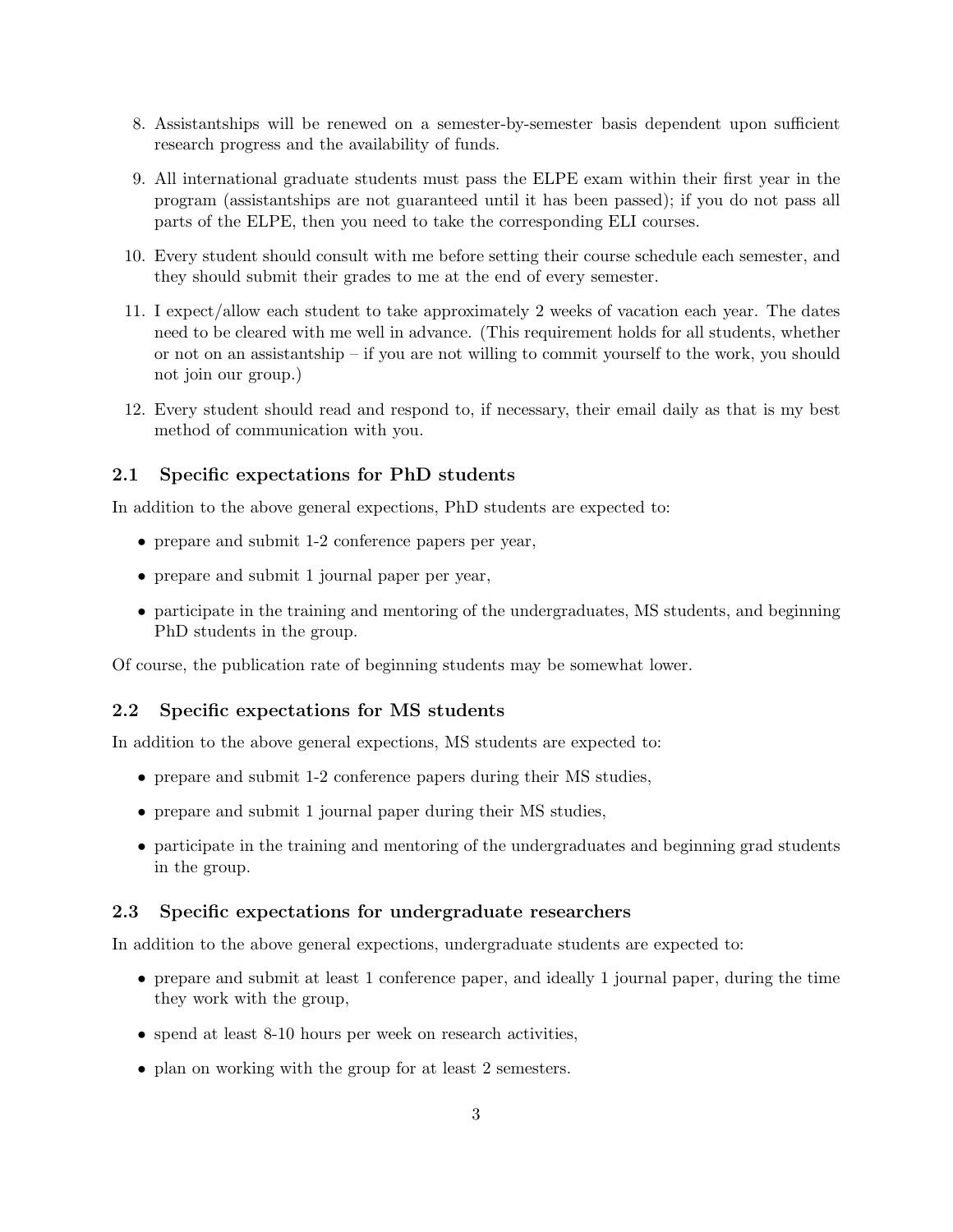8. Assistantships will be renewed on a semester-by-semester basis dependent upon sufficient research progress and the availability of funds.

9. All international graduate students must pass the ELPE exam within their first year in the program (assistantships are not guaranteed until it has been passed); if you do not pass all parts of the ELPE, then you need to take the corresponding ELI courses.

10. Every student should consult with me before setting their course schedule each semester, and they should submit their grades to me at the end of every semester.

11. I expect/allow each student to take approximately 2 weeks of vacation each year. The dates need to be cleared with me well in advance. (This requirement holds for all students, whether or not on an assistantship – if you are not willing to commit yourself to the work, you should not join our group.)

12. Every student should read and respond to, if necessary, their email daily as that is my best method of communication with you.

### 2.1 Specific expectations for PhD students

In addition to the above general expections, PhD students are expected to:

- prepare and submit 1-2 conference papers per year,
- prepare and submit 1 journal paper per year,
- participate in the training and mentoring of the undergraduates, MS students, and beginning PhD students in the group.

Of course, the publication rate of beginning students may be somewhat lower.

### 2.2 Specific expectations for MS students

In addition to the above general expections, MS students are expected to:

- prepare and submit 1-2 conference papers during their MS studies,
- prepare and submit 1 journal paper during their MS studies,
- participate in the training and mentoring of the undergraduates and beginning grad students in the group.

### 2.3 Specific expectations for undergraduate researchers

In addition to the above general expections, undergraduate students are expected to:

- prepare and submit at least 1 conference paper, and ideally 1 journal paper, during the time they work with the group,
- spend at least 8-10 hours per week on research activities,
- plan on working with the group for at least 2 semesters.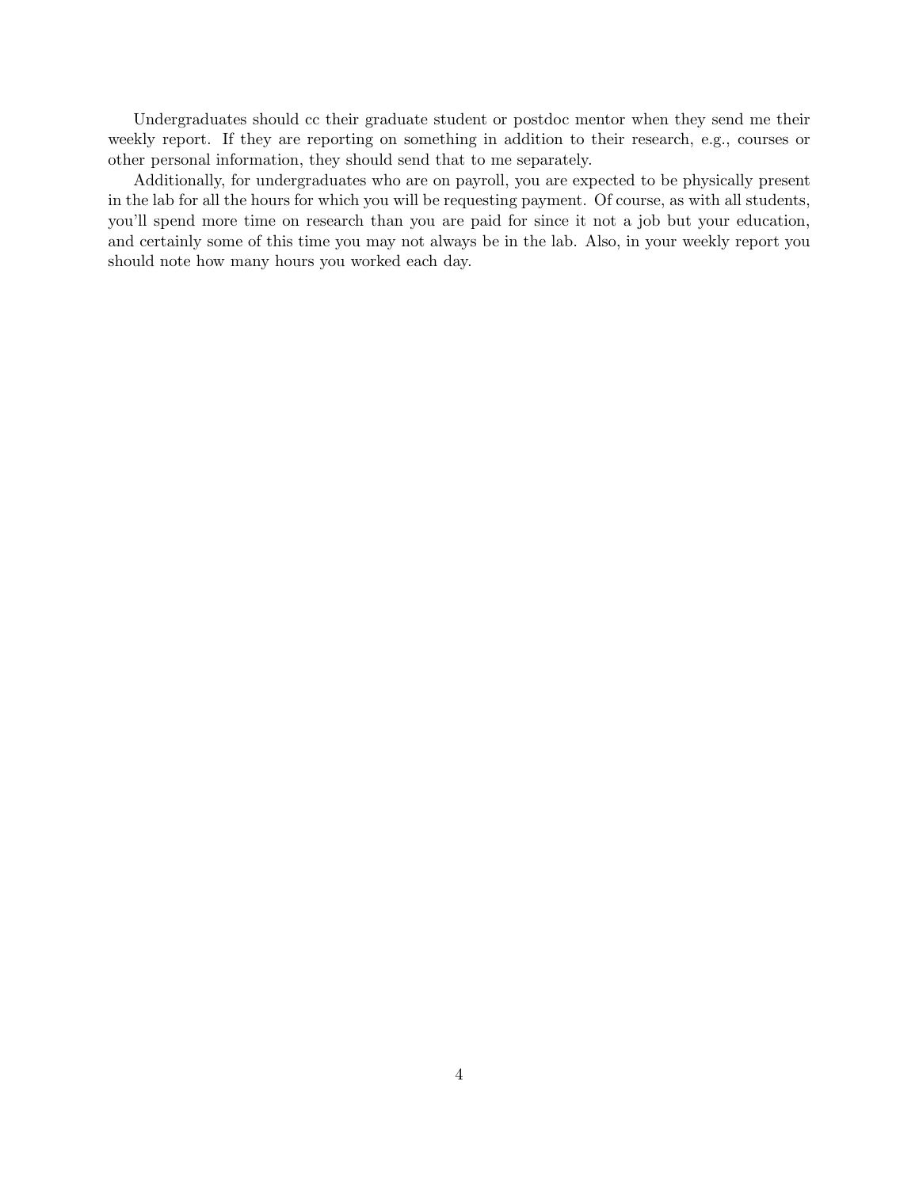Undergraduates should cc their graduate student or postdoc mentor when they send me their weekly report. If they are reporting on something in addition to their research, e.g., courses or other personal information, they should send that to me separately.

Additionally, for undergraduates who are on payroll, you are expected to be physically present in the lab for all the hours for which you will be requesting payment. Of course, as with all students, you'll spend more time on research than you are paid for since it not a job but your education, and certainly some of this time you may not always be in the lab. Also, in your weekly report you should note how many hours you worked each day.